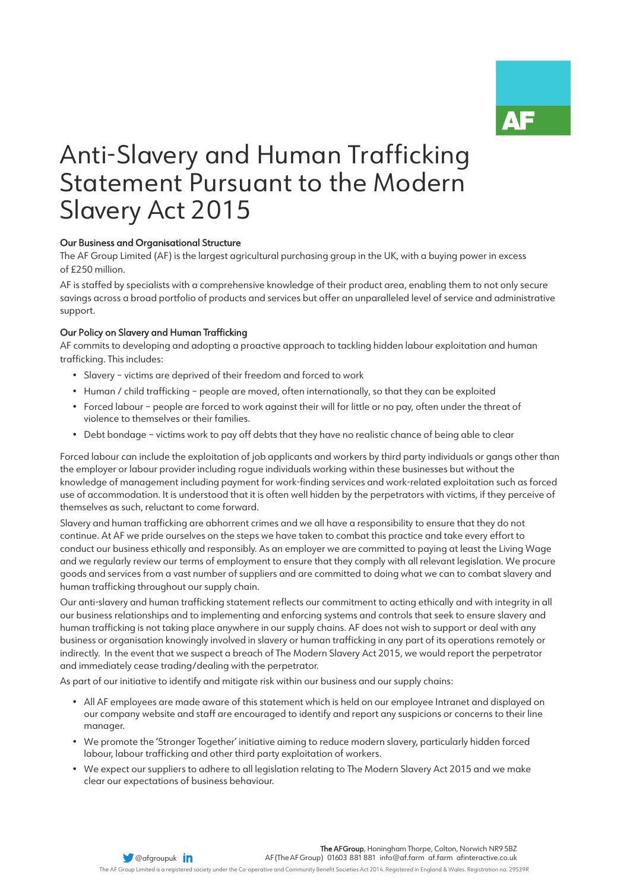# Anti-Slavery and Human Trafficking Statement Pursuant to the Modern Slavery Act 2015

### Our Business and Organisational Structure

The AF Group Limited (AF) is the largest agricultural purchasing group in the UK, with a buying power in excess of £250 million.

AF is staffed by specialists with a comprehensive knowledge of their product area, enabling them to not only secure savings across a broad portfolio of products and services but offer an unparalleled level of service and administrative support.

### Our Policy on Slavery and Human Trafficking

AF commits to developing and adopting a proactive approach to tackling hidden labour exploitation and human trafficking. This includes:

- Slavery – victims are deprived of their freedom and forced to work
- Human / child trafficking – people are moved, often internationally, so that they can be exploited
- Forced labour – people are forced to work against their will for little or no pay, often under the threat of violence to themselves or their families.
- Debt bondage – victims work to pay off debts that they have no realistic chance of being able to clear

Forced labour can include the exploitation of job applicants and workers by third party individuals or gangs other than the employer or labour provider including rogue individuals working within these businesses but without the knowledge of management including payment for work-finding services and work-related exploitation such as forced use of accommodation. It is understood that it is often well hidden by the perpetrators with victims, if they perceive of themselves as such, reluctant to come forward.

Slavery and human trafficking are abhorrent crimes and we all have a responsibility to ensure that they do not continue. At AF we pride ourselves on the steps we have taken to combat this practice and take every effort to conduct our business ethically and responsibly. As an employer we are committed to paying at least the Living Wage and we regularly review our terms of employment to ensure that they comply with all relevant legislation. We procure goods and services from a vast number of suppliers and are committed to doing what we can to combat slavery and human trafficking throughout our supply chain.

Our anti-slavery and human trafficking statement reflects our commitment to acting ethically and with integrity in all our business relationships and to implementing and enforcing systems and controls that seek to ensure slavery and human trafficking is not taking place anywhere in our supply chains. AF does not wish to support or deal with any business or organisation knowingly involved in slavery or human trafficking in any part of its operations remotely or indirectly. In the event that we suspect a breach of The Modern Slavery Act 2015, we would report the perpetrator and immediately cease trading/dealing with the perpetrator.

As part of our initiative to identify and mitigate risk within our business and our supply chains:

- All AF employees are made aware of this statement which is held on our employee Intranet and displayed on our company website and staff are encouraged to identify and report any suspicions or concerns to their line manager.
- We promote the 'Stronger Together' initiative aiming to reduce modern slavery, particularly hidden forced labour, labour trafficking and other third party exploitation of workers.
- We expect our suppliers to adhere to all legislation relating to The Modern Slavery Act 2015 and we make clear our expectations of business behaviour.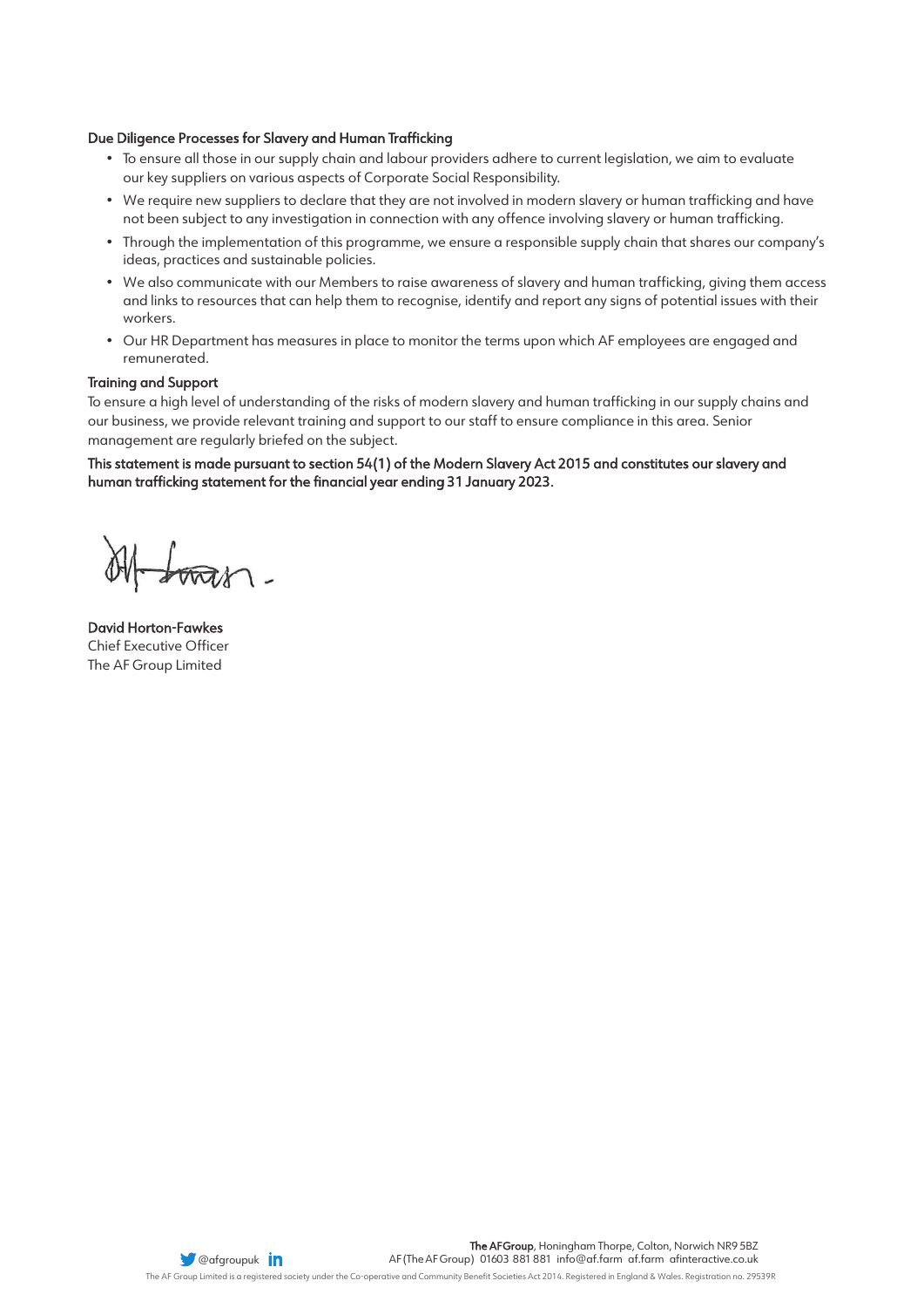### Due Diligence Processes for Slavery and Human Trafficking

- To ensure all those in our supply chain and labour providers adhere to current legislation, we aim to evaluate our key suppliers on various aspects of Corporate Social Responsibility.
- We require new suppliers to declare that they are not involved in modern slavery or human trafficking and have not been subject to any investigation in connection with any offence involving slavery or human trafficking.
- Through the implementation of this programme, we ensure a responsible supply chain that shares our company's ideas, practices and sustainable policies.
- We also communicate with our Members to raise awareness of slavery and human trafficking, giving them access and links to resources that can help them to recognise, identify and report any signs of potential issues with their workers.
- Our HR Department has measures in place to monitor the terms upon which AF employees are engaged and remunerated.

### Training and Support

To ensure a high level of understanding of the risks of modern slavery and human trafficking in our supply chains and our business, we provide relevant training and support to our staff to ensure compliance in this area. Senior management are regularly briefed on the subject.

**This statement is made pursuant to section 54(1) of the Modern Slavery Act 2015 and constitutes our slavery and human trafficking statement for the financial year ending 31 January 2023.**

**David Horton-Fawkes**
Chief Executive Officer
The AF Group Limited

@afgroupuk

**The AF Group**, Honingham Thorpe, Colton, Norwich NR9 5BZ
AF (The AF Group) 01603 881 881 info@af.farm af.farm afinteractive.co.uk

The AF Group Limited is a registered society under the Co-operative and Community Benefit Societies Act 2014. Registered in England & Wales. Registration no. 29539R